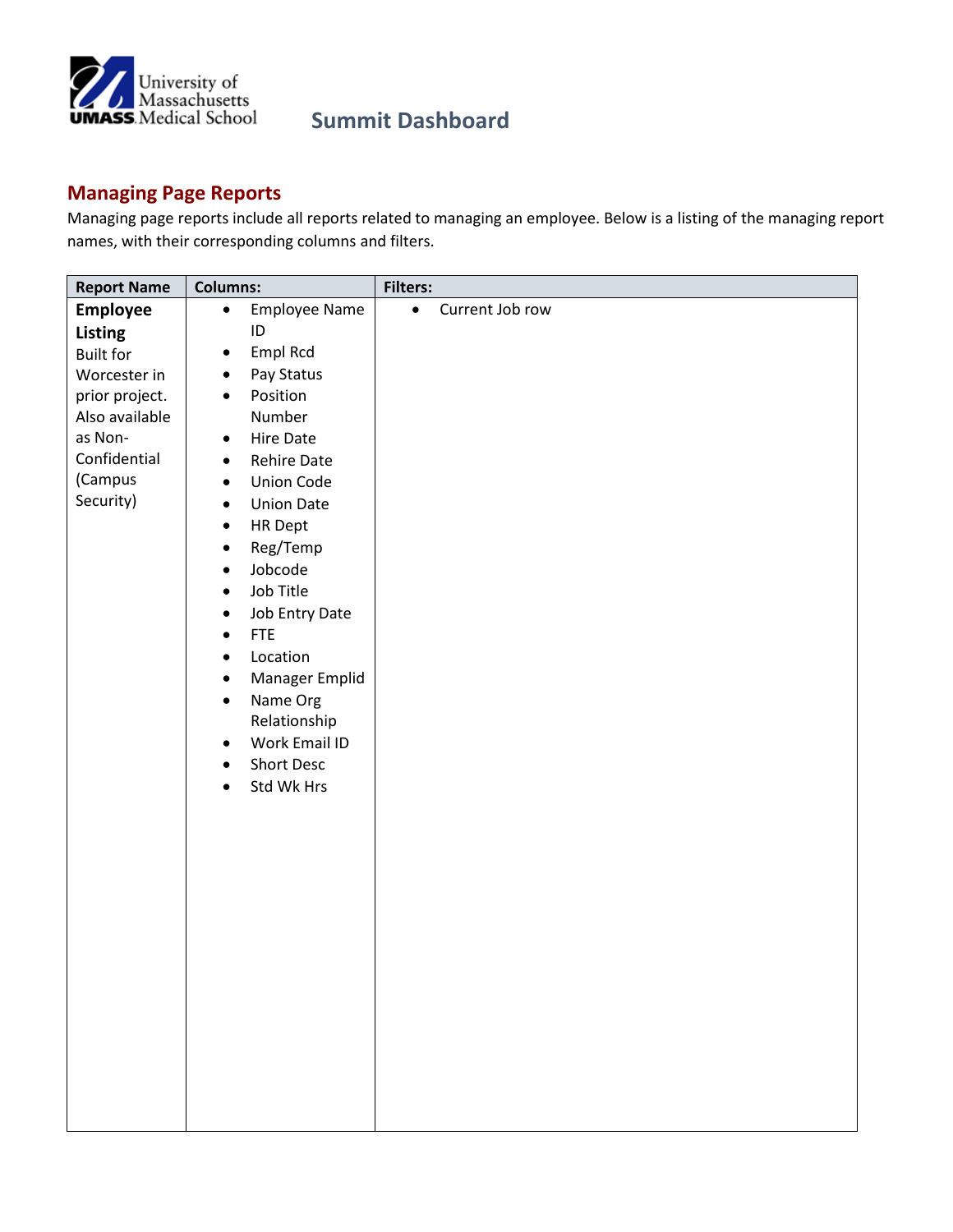# Summit Dashboard

## Managing Page Reports

Managing page reports include all reports related to managing an employee. Below is a listing of the managing report names, with their corresponding columns and filters.

| Report Name | Columns: | Filters: |
|---|---|---|
| **Employee Listing** Built for Worcester in prior project. Also available as Non-Confidential (Campus Security) | • Employee Name ID<br>• Empl Rcd<br>• Pay Status<br>• Position Number<br>• Hire Date<br>• Rehire Date<br>• Union Code<br>• Union Date<br>• HR Dept<br>• Reg/Temp<br>• Jobcode<br>• Job Title<br>• Job Entry Date<br>• FTE<br>• Location<br>• Manager Emplid<br>• Name Org Relationship<br>• Work Email ID<br>• Short Desc<br>• Std Wk Hrs | • Current Job row |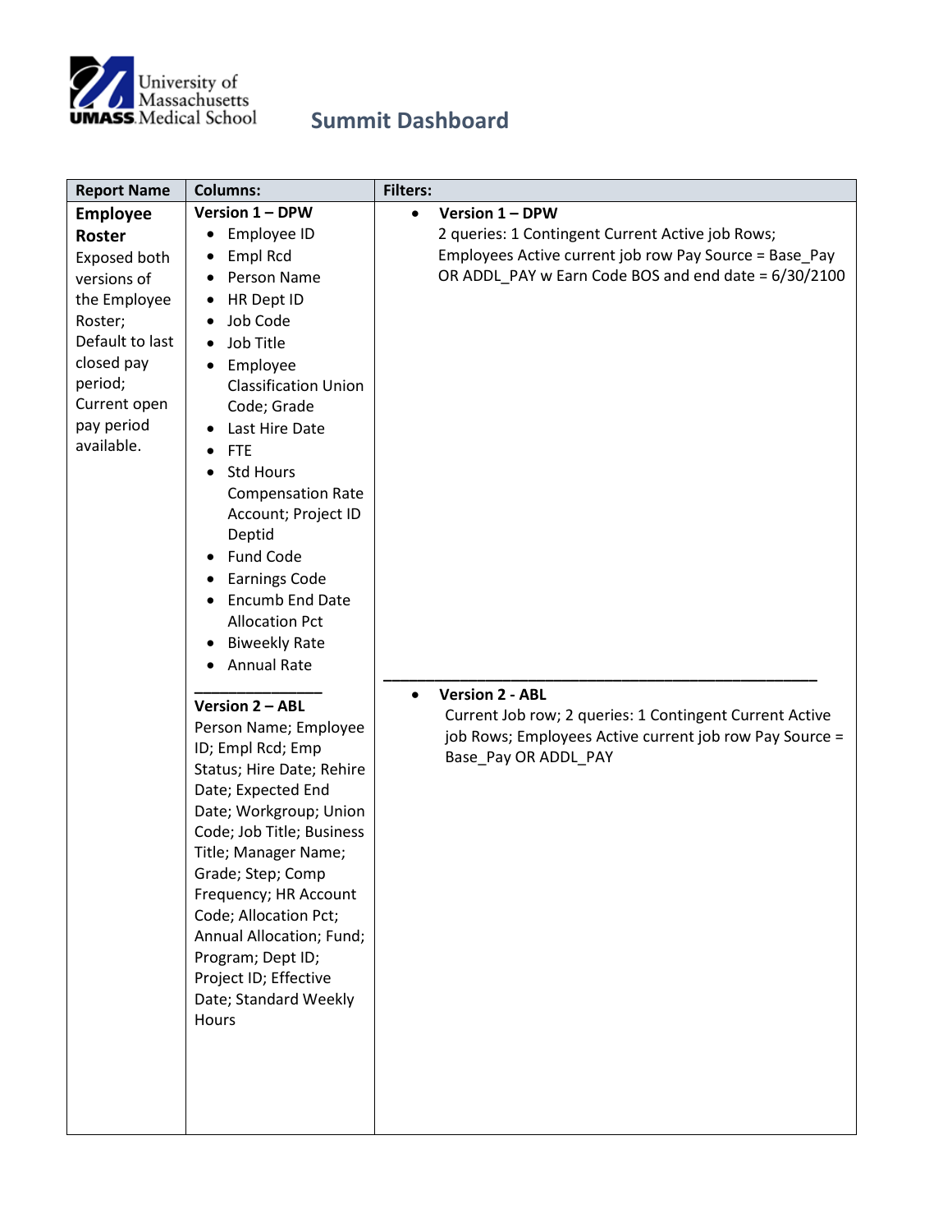# Summit Dashboard

| Report Name | Columns: | Filters: |
|---|---|---|
| **Employee Roster** Exposed both versions of the Employee Roster; Default to last closed pay period; Current open pay period available. | **Version 1 – DPW**<br>• Employee ID<br>• Empl Rcd<br>• Person Name<br>• HR Dept ID<br>• Job Code<br>• Job Title<br>• Employee Classification Union Code; Grade<br>• Last Hire Date<br>• FTE<br>• Std Hours Compensation Rate Account; Project ID Deptid<br>• Fund Code<br>• Earnings Code<br>• Encumb End Date Allocation Pct<br>• Biweekly Rate<br>• Annual Rate<br>_______________<br>**Version 2 – ABL**<br>Person Name; Employee ID; Empl Rcd; Emp Status; Hire Date; Rehire Date; Expected End Date; Workgroup; Union Code; Job Title; Business Title; Manager Name; Grade; Step; Comp Frequency; HR Account Code; Allocation Pct; Annual Allocation; Fund; Program; Dept ID; Project ID; Effective Date; Standard Weekly Hours | • **Version 1 – DPW**<br>2 queries: 1 Contingent Current Active job Rows; Employees Active current job row Pay Source = Base_Pay OR ADDL_PAY w Earn Code BOS and end date = 6/30/2100<br>_______________<br>• **Version 2 - ABL**<br>Current Job row; 2 queries: 1 Contingent Current Active job Rows; Employees Active current job row Pay Source = Base_Pay OR ADDL_PAY |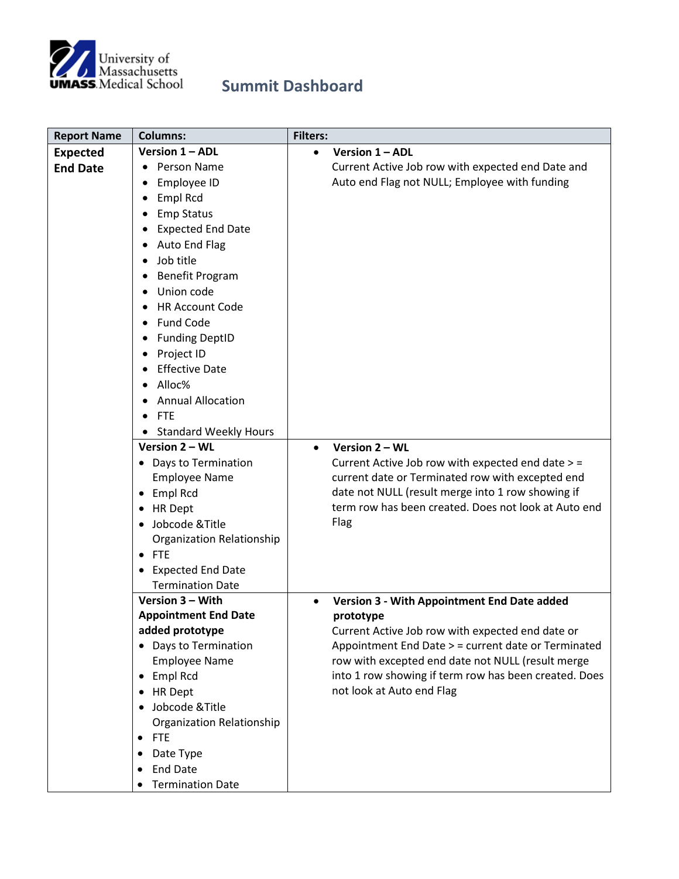# Summit Dashboard

| Report Name | Columns: | Filters: |
|---|---|---|
| **Expected End Date** | **Version 1 – ADL**<br>• Person Name<br>• Employee ID<br>• Empl Rcd<br>• Emp Status<br>• Expected End Date<br>• Auto End Flag<br>• Job title<br>• Benefit Program<br>• Union code<br>• HR Account Code<br>• Fund Code<br>• Funding DeptID<br>• Project ID<br>• Effective Date<br>• Alloc%<br>• Annual Allocation<br>• FTE<br>• Standard Weekly Hours | • **Version 1 – ADL**<br>Current Active Job row with expected end Date and Auto end Flag not NULL; Employee with funding |
| | **Version 2 – WL**<br>• Days to Termination Employee Name<br>• Empl Rcd<br>• HR Dept<br>• Jobcode &Title Organization Relationship<br>• FTE<br>• Expected End Date Termination Date | • **Version 2 – WL**<br>Current Active Job row with expected end date > = current date or Terminated row with excepted end date not NULL (result merge into 1 row showing if term row has been created. Does not look at Auto end Flag |
| | **Version 3 – With Appointment End Date added prototype**<br>• Days to Termination Employee Name<br>• Empl Rcd<br>• HR Dept<br>• Jobcode &Title Organization Relationship<br>• FTE<br>• Date Type<br>• End Date<br>• Termination Date | • **Version 3 - With Appointment End Date added prototype**<br>Current Active Job row with expected end date or Appointment End Date > = current date or Terminated row with excepted end date not NULL (result merge into 1 row showing if term row has been created. Does not look at Auto end Flag |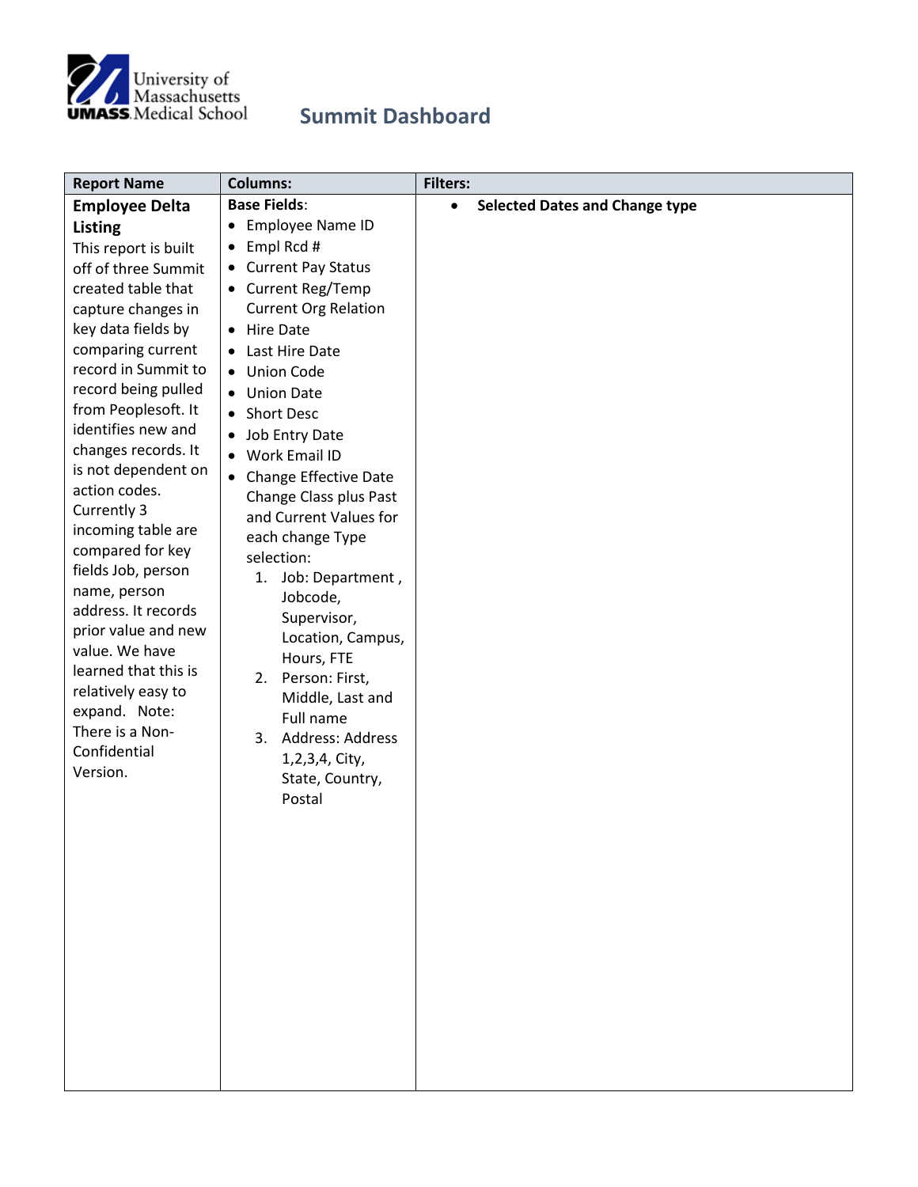# Summit Dashboard

| Report Name | Columns: | Filters: |
|---|---|---|
| **Employee Delta Listing**<br>This report is built off of three Summit created table that capture changes in key data fields by comparing current record in Summit to record being pulled from Peoplesoft. It identifies new and changes records. It is not dependent on action codes. Currently 3 incoming table are compared for key fields Job, person name, person address. It records prior value and new value. We have learned that this is relatively easy to expand. Note: There is a Non-Confidential Version. | **Base Fields**:<br>• Employee Name ID<br>• Empl Rcd #<br>• Current Pay Status<br>• Current Reg/Temp Current Org Relation<br>• Hire Date<br>• Last Hire Date<br>• Union Code<br>• Union Date<br>• Short Desc<br>• Job Entry Date<br>• Work Email ID<br>• Change Effective Date Change Class plus Past and Current Values for each change Type selection:<br>1. Job: Department , Jobcode, Supervisor, Location, Campus, Hours, FTE<br>2. Person: First, Middle, Last and Full name<br>3. Address: Address 1,2,3,4, City, State, Country, Postal | • **Selected Dates and Change type** |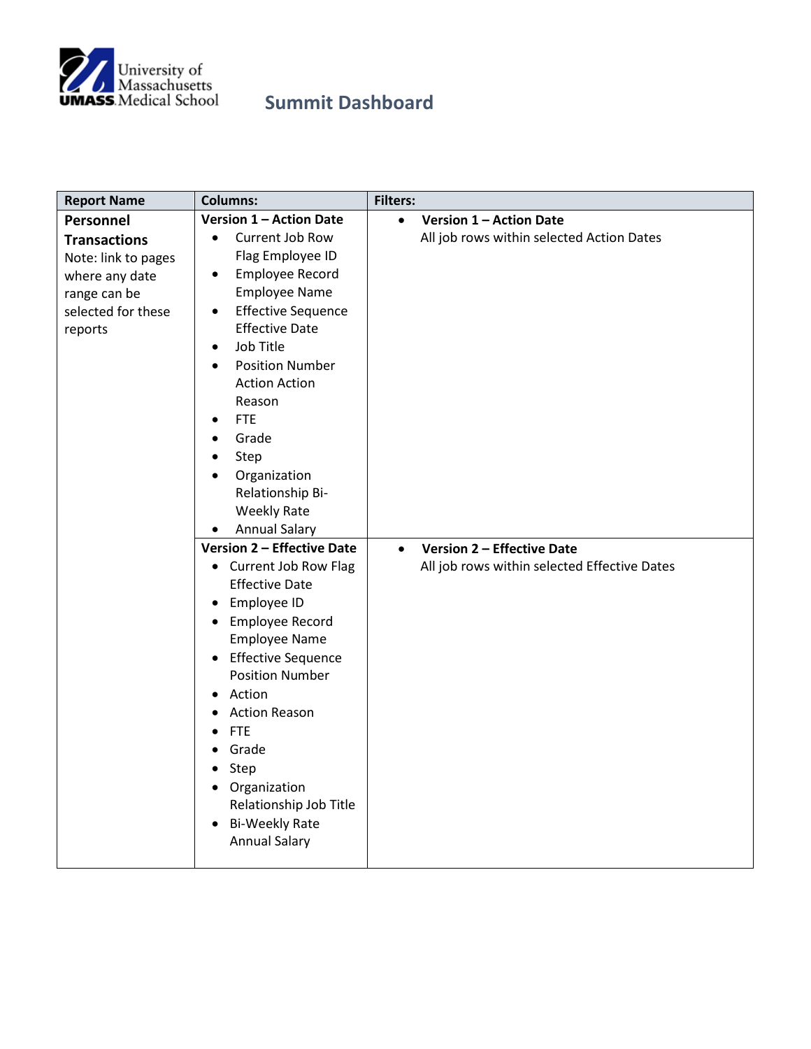# Summit Dashboard

| Report Name | Columns: | Filters: |
|---|---|---|
| **Personnel Transactions**<br>Note: link to pages where any date range can be selected for these reports | **Version 1 – Action Date**<br>• Current Job Row Flag Employee ID<br>• Employee Record Employee Name<br>• Effective Sequence Effective Date<br>• Job Title<br>• Position Number Action Action Reason<br>• FTE<br>• Grade<br>• Step<br>• Organization Relationship Bi-Weekly Rate<br>• Annual Salary | • **Version 1 – Action Date**<br>All job rows within selected Action Dates |
| | **Version 2 – Effective Date**<br>• Current Job Row Flag Effective Date<br>• Employee ID<br>• Employee Record Employee Name<br>• Effective Sequence Position Number<br>• Action<br>• Action Reason<br>• FTE<br>• Grade<br>• Step<br>• Organization Relationship Job Title<br>• Bi-Weekly Rate Annual Salary | • **Version 2 – Effective Date**<br>All job rows within selected Effective Dates |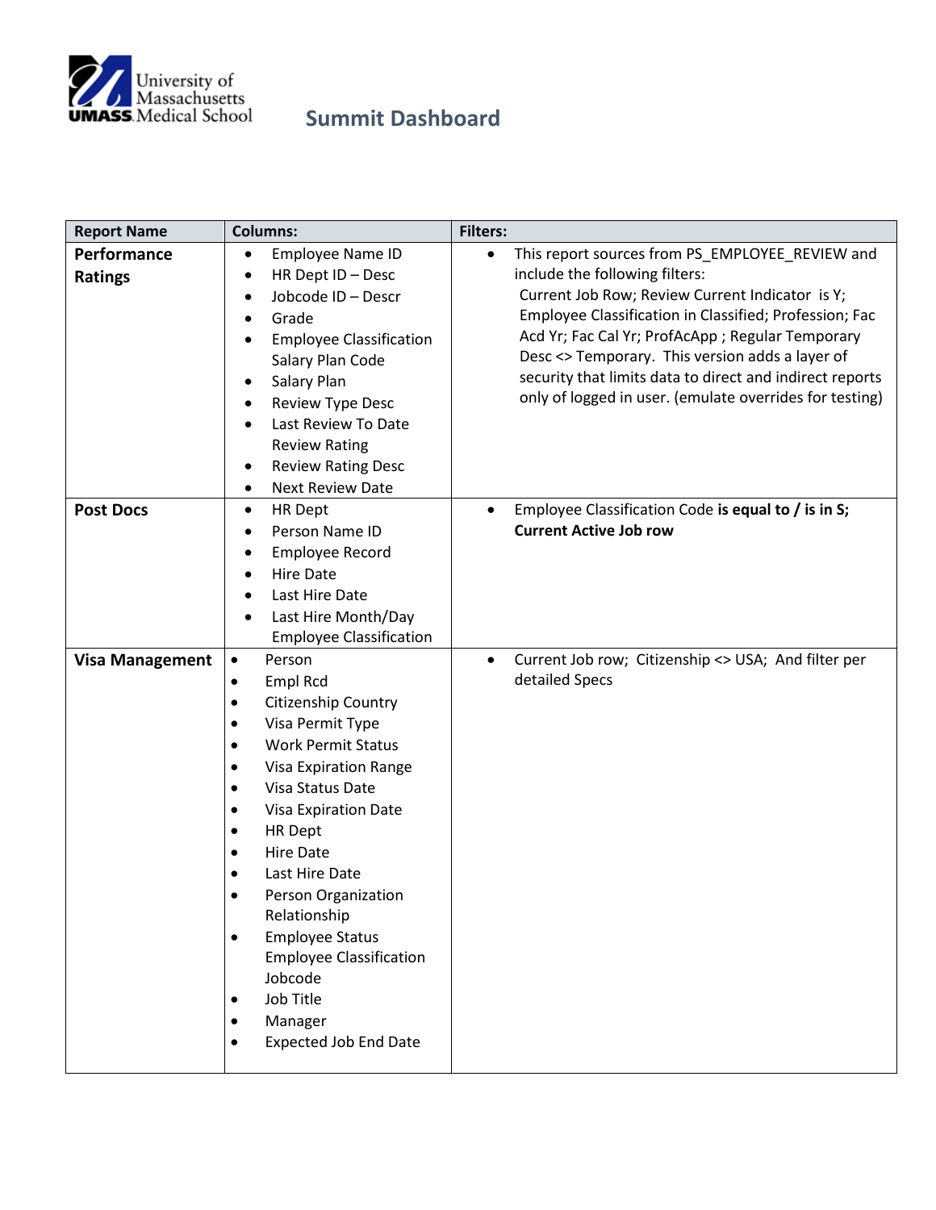University of Massachusetts UMASS Medical School

# Summit Dashboard

| Report Name | Columns: | Filters: |
|---|---|---|
| **Performance Ratings** | • Employee Name ID<br>• HR Dept ID – Desc<br>• Jobcode ID – Descr<br>• Grade<br>• Employee Classification Salary Plan Code<br>• Salary Plan<br>• Review Type Desc<br>• Last Review To Date Review Rating<br>• Review Rating Desc<br>• Next Review Date | • This report sources from PS_EMPLOYEE_REVIEW and include the following filters: Current Job Row; Review Current Indicator is Y; Employee Classification in Classified; Profession; Fac Acd Yr; Fac Cal Yr; ProfAcApp ; Regular Temporary Desc <> Temporary. This version adds a layer of security that limits data to direct and indirect reports only of logged in user. (emulate overrides for testing) |
| **Post Docs** | • HR Dept<br>• Person Name ID<br>• Employee Record<br>• Hire Date<br>• Last Hire Date<br>• Last Hire Month/Day Employee Classification | • Employee Classification Code **is equal to / is in S; Current Active Job row** |
| **Visa Management** | • Person<br>• Empl Rcd<br>• Citizenship Country<br>• Visa Permit Type<br>• Work Permit Status<br>• Visa Expiration Range<br>• Visa Status Date<br>• Visa Expiration Date<br>• HR Dept<br>• Hire Date<br>• Last Hire Date<br>• Person Organization Relationship<br>• Employee Status Employee Classification Jobcode<br>• Job Title<br>• Manager<br>• Expected Job End Date | • Current Job row; Citizenship <> USA; And filter per detailed Specs |